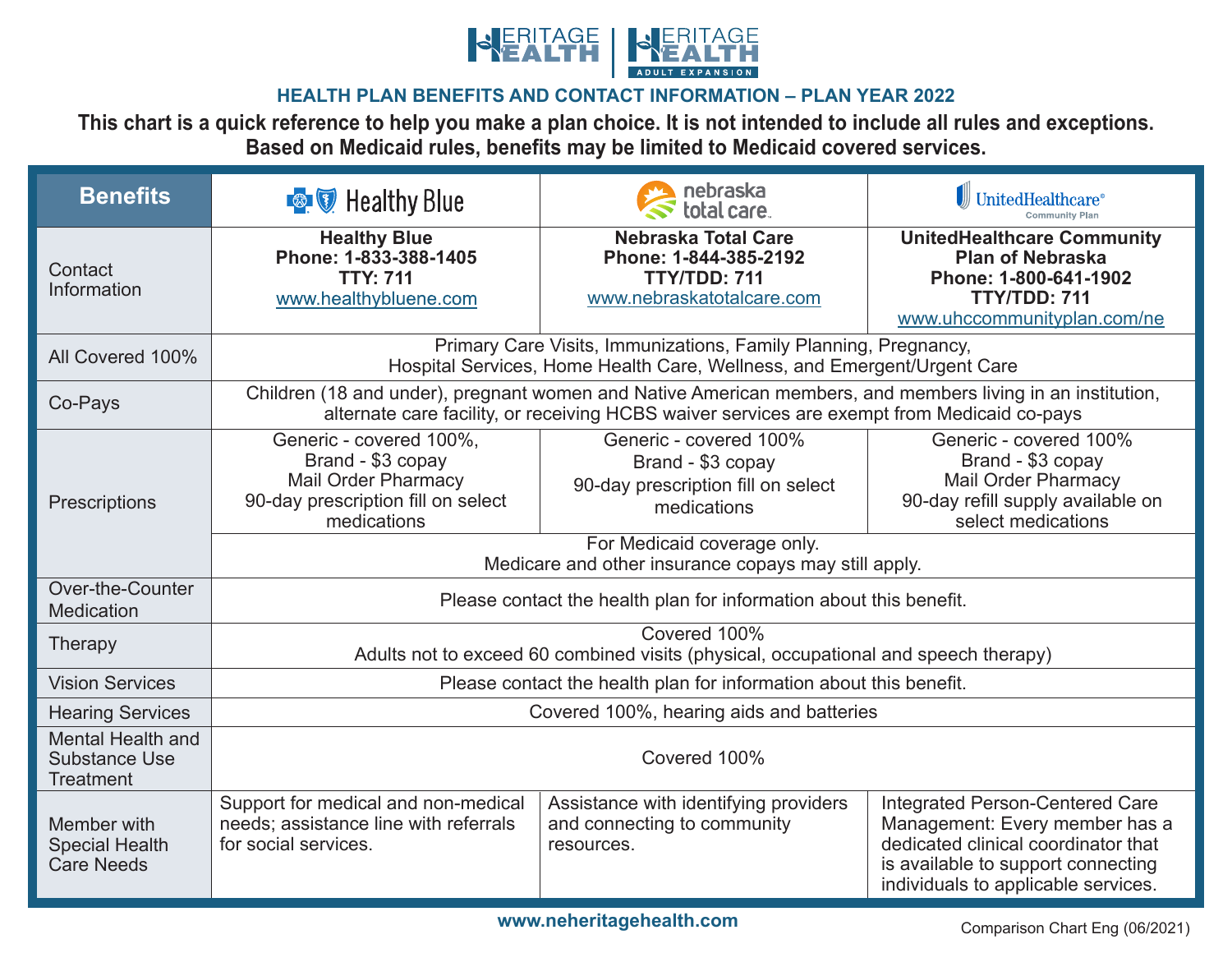HERITAGE HEALTH | HERITAGE HEALTH ADULT EXPANSION

## HEALTH PLAN BENEFITS AND CONTACT INFORMATION – PLAN YEAR 2022

**This chart is a quick reference to help you make a plan choice. It is not intended to include all rules and exceptions. Based on Medicaid rules, benefits may be limited to Medicaid covered services.**

| Benefits | Healthy Blue | nebraska total care | UnitedHealthcare Community Plan |
|---|---|---|---|
| Contact Information | **Healthy Blue**<br>**Phone: 1-833-388-1405**<br>**TTY: 711**<br>www.healthybluene.com | **Nebraska Total Care**<br>**Phone: 1-844-385-2192**<br>**TTY/TDD: 711**<br>www.nebraskatotalcare.com | **UnitedHealthcare Community Plan of Nebraska**<br>**Phone: 1-800-641-1902**<br>**TTY/TDD: 711**<br>www.uhccommunityplan.com/ne |
| All Covered 100% | Primary Care Visits, Immunizations, Family Planning, Pregnancy, Hospital Services, Home Health Care, Wellness, and Emergent/Urgent Care | | |
| Co-Pays | Children (18 and under), pregnant women and Native American members, and members living in an institution, alternate care facility, or receiving HCBS waiver services are exempt from Medicaid co-pays | | |
| Prescriptions | Generic - covered 100%,<br>Brand - $3 copay<br>Mail Order Pharmacy<br>90-day prescription fill on select medications | Generic - covered 100%<br>Brand - $3 copay<br>90-day prescription fill on select medications | Generic - covered 100%<br>Brand - $3 copay<br>Mail Order Pharmacy<br>90-day refill supply available on select medications |
| | For Medicaid coverage only.<br>Medicare and other insurance copays may still apply. | | |
| Over-the-Counter Medication | Please contact the health plan for information about this benefit. | | |
| Therapy | Covered 100%<br>Adults not to exceed 60 combined visits (physical, occupational and speech therapy) | | |
| Vision Services | Please contact the health plan for information about this benefit. | | |
| Hearing Services | Covered 100%, hearing aids and batteries | | |
| Mental Health and Substance Use Treatment | Covered 100% | | |
| Member with Special Health Care Needs | Support for medical and non-medical needs; assistance line with referrals for social services. | Assistance with identifying providers and connecting to community resources. | Integrated Person-Centered Care Management: Every member has a dedicated clinical coordinator that is available to support connecting individuals to applicable services. |

**www.neheritagehealth.com**

Comparison Chart Eng (06/2021)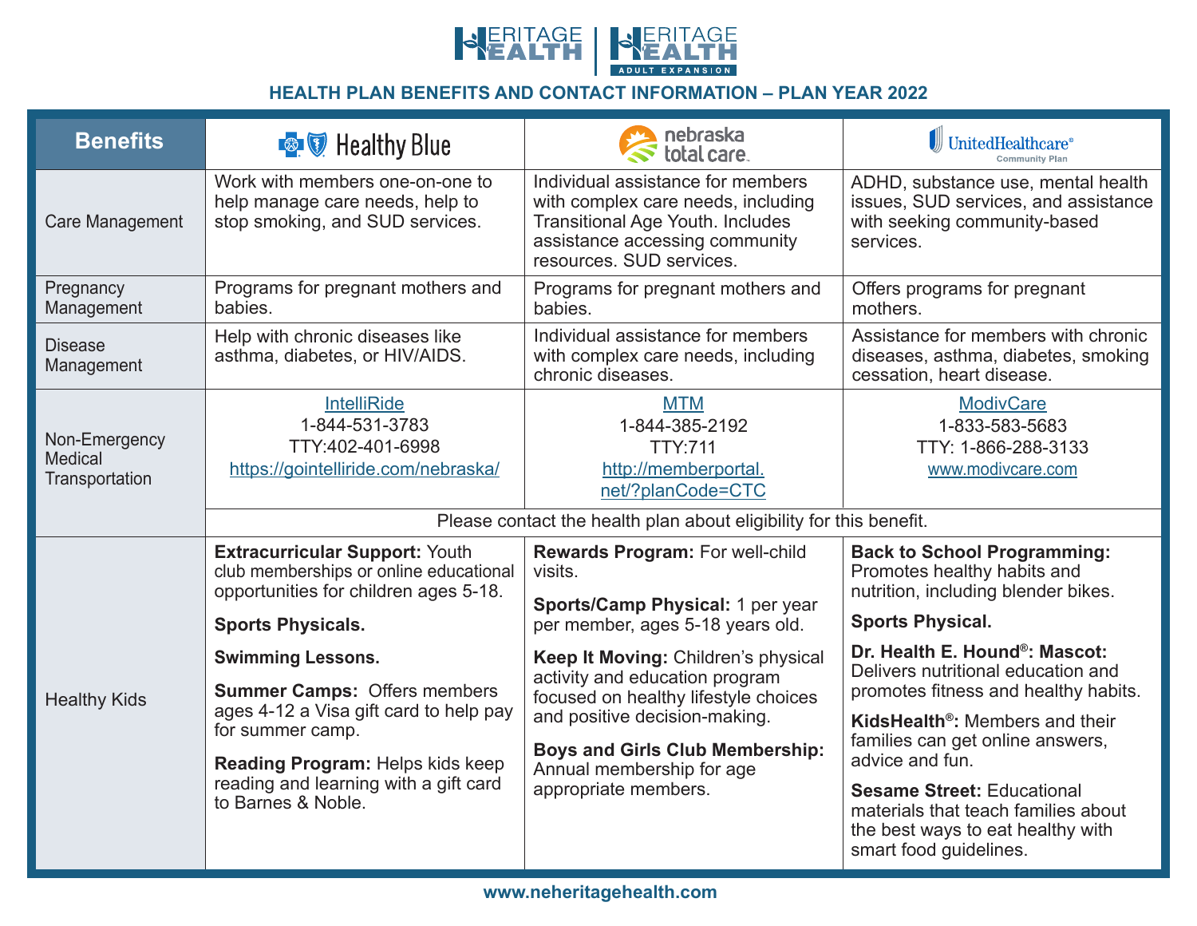HERITAGE HEALTH | HERITAGE HEALTH ADULT EXPANSION

## HEALTH PLAN BENEFITS AND CONTACT INFORMATION – PLAN YEAR 2022

| Benefits | Healthy Blue | nebraska total care | UnitedHealthcare Community Plan |
|---|---|---|---|
| Care Management | Work with members one-on-one to help manage care needs, help to stop smoking, and SUD services. | Individual assistance for members with complex care needs, including Transitional Age Youth. Includes assistance accessing community resources. SUD services. | ADHD, substance use, mental health issues, SUD services, and assistance with seeking community-based services. |
| Pregnancy Management | Programs for pregnant mothers and babies. | Programs for pregnant mothers and babies. | Offers programs for pregnant mothers. |
| Disease Management | Help with chronic diseases like asthma, diabetes, or HIV/AIDS. | Individual assistance for members with complex care needs, including chronic diseases. | Assistance for members with chronic diseases, asthma, diabetes, smoking cessation, heart disease. |
| Non-Emergency Medical Transportation | IntelliRide<br>1-844-531-3783<br>TTY:402-401-6998<br>https://gointelliride.com/nebraska/ | MTM<br>1-844-385-2192<br>TTY:711<br>http://memberportal.net/?planCode=CTC | ModivCare<br>1-833-583-5683<br>TTY: 1-866-288-3133<br>www.modivcare.com |
| | Please contact the health plan about eligibility for this benefit. | | |
| Healthy Kids | **Extracurricular Support:** Youth club memberships or online educational opportunities for children ages 5-18.<br><br>**Sports Physicals.**<br><br>**Swimming Lessons.**<br><br>**Summer Camps:** Offers members ages 4-12 a Visa gift card to help pay for summer camp.<br><br>**Reading Program:** Helps kids keep reading and learning with a gift card to Barnes & Noble. | **Rewards Program:** For well-child visits.<br><br>**Sports/Camp Physical:** 1 per year per member, ages 5-18 years old.<br><br>**Keep It Moving:** Children's physical activity and education program focused on healthy lifestyle choices and positive decision-making.<br><br>**Boys and Girls Club Membership:** Annual membership for age appropriate members. | **Back to School Programming:** Promotes healthy habits and nutrition, including blender bikes.<br><br>**Sports Physical.**<br><br>**Dr. Health E. Hound®: Mascot:** Delivers nutritional education and promotes fitness and healthy habits.<br><br>**KidsHealth®:** Members and their families can get online answers, advice and fun.<br><br>**Sesame Street:** Educational materials that teach families about the best ways to eat healthy with smart food guidelines. |

www.neheritagehealth.com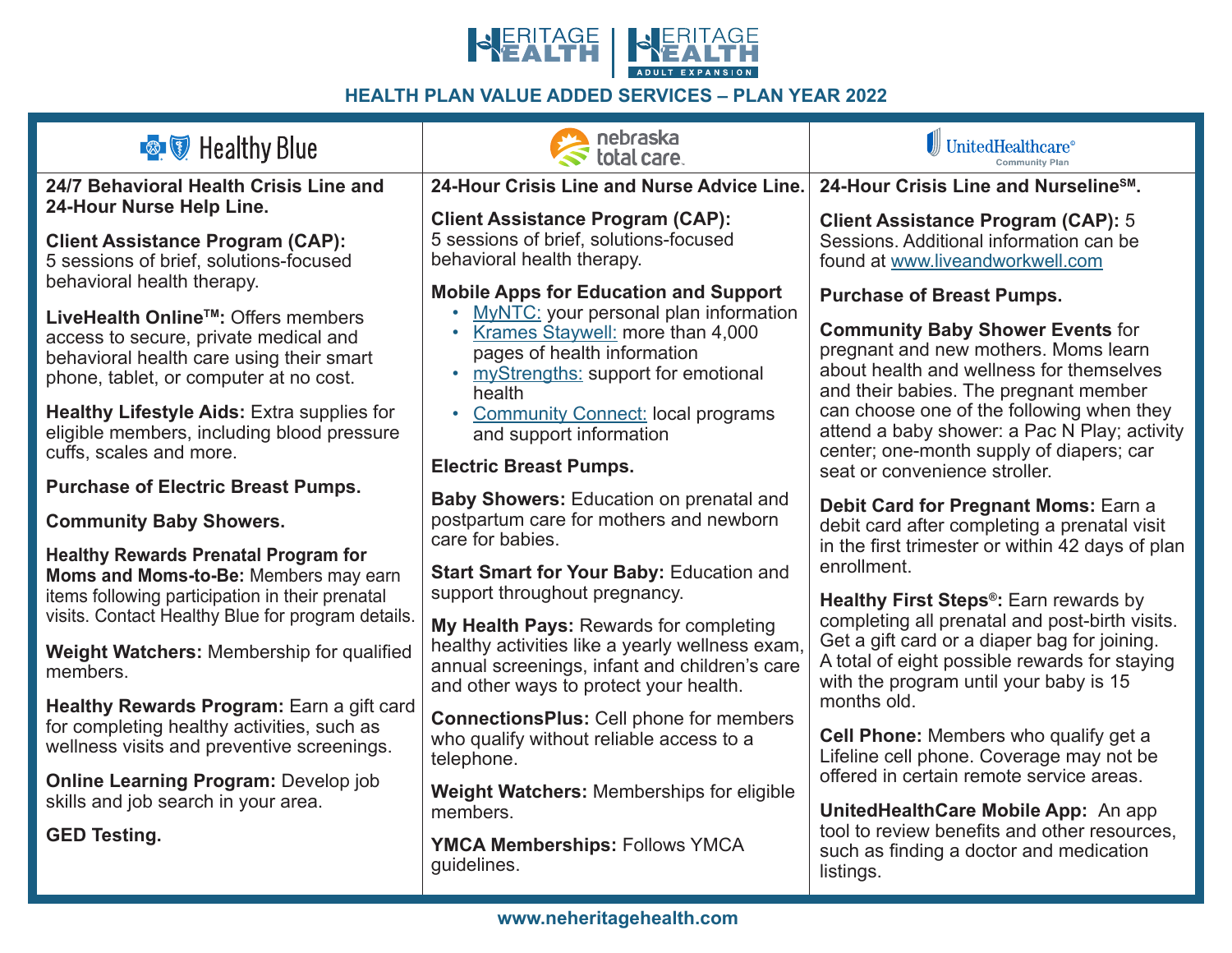# HERITAGE HEALTH | HERITAGE HEALTH ADULT EXPANSION

## HEALTH PLAN VALUE ADDED SERVICES – PLAN YEAR 2022

### Healthy Blue

**24/7 Behavioral Health Crisis Line and 24-Hour Nurse Help Line.**

**Client Assistance Program (CAP):** 5 sessions of brief, solutions-focused behavioral health therapy.

**LiveHealth Online™:** Offers members access to secure, private medical and behavioral health care using their smart phone, tablet, or computer at no cost.

**Healthy Lifestyle Aids:** Extra supplies for eligible members, including blood pressure cuffs, scales and more.

**Purchase of Electric Breast Pumps.**

**Community Baby Showers.**

**Healthy Rewards Prenatal Program for Moms and Moms-to-Be:** Members may earn items following participation in their prenatal visits. Contact Healthy Blue for program details.

**Weight Watchers:** Membership for qualified members.

**Healthy Rewards Program:** Earn a gift card for completing healthy activities, such as wellness visits and preventive screenings.

**Online Learning Program:** Develop job skills and job search in your area.

**GED Testing.**

### nebraska total care

**24-Hour Crisis Line and Nurse Advice Line.**

**Client Assistance Program (CAP):** 5 sessions of brief, solutions-focused behavioral health therapy.

**Mobile Apps for Education and Support**

- MyNTC: your personal plan information
- Krames Staywell: more than 4,000 pages of health information
- myStrengths: support for emotional health
- Community Connect: local programs and support information

**Electric Breast Pumps.**

**Baby Showers:** Education on prenatal and postpartum care for mothers and newborn care for babies.

**Start Smart for Your Baby:** Education and support throughout pregnancy.

**My Health Pays:** Rewards for completing healthy activities like a yearly wellness exam, annual screenings, infant and children's care and other ways to protect your health.

**ConnectionsPlus:** Cell phone for members who qualify without reliable access to a telephone.

**Weight Watchers:** Memberships for eligible members.

**YMCA Memberships:** Follows YMCA guidelines.

### UnitedHealthcare® Community Plan

**24-Hour Crisis Line and Nurseline℠.**

**Client Assistance Program (CAP):** 5 Sessions. Additional information can be found at www.liveandworkwell.com

**Purchase of Breast Pumps.**

**Community Baby Shower Events** for pregnant and new mothers. Moms learn about health and wellness for themselves and their babies. The pregnant member can choose one of the following when they attend a baby shower: a Pac N Play; activity center; one-month supply of diapers; car seat or convenience stroller.

**Debit Card for Pregnant Moms:** Earn a debit card after completing a prenatal visit in the first trimester or within 42 days of plan enrollment.

**Healthy First Steps®:** Earn rewards by completing all prenatal and post-birth visits. Get a gift card or a diaper bag for joining. A total of eight possible rewards for staying with the program until your baby is 15 months old.

**Cell Phone:** Members who qualify get a Lifeline cell phone. Coverage may not be offered in certain remote service areas.

**UnitedHealthCare Mobile App:** An app tool to review benefits and other resources, such as finding a doctor and medication listings.

www.neheritagehealth.com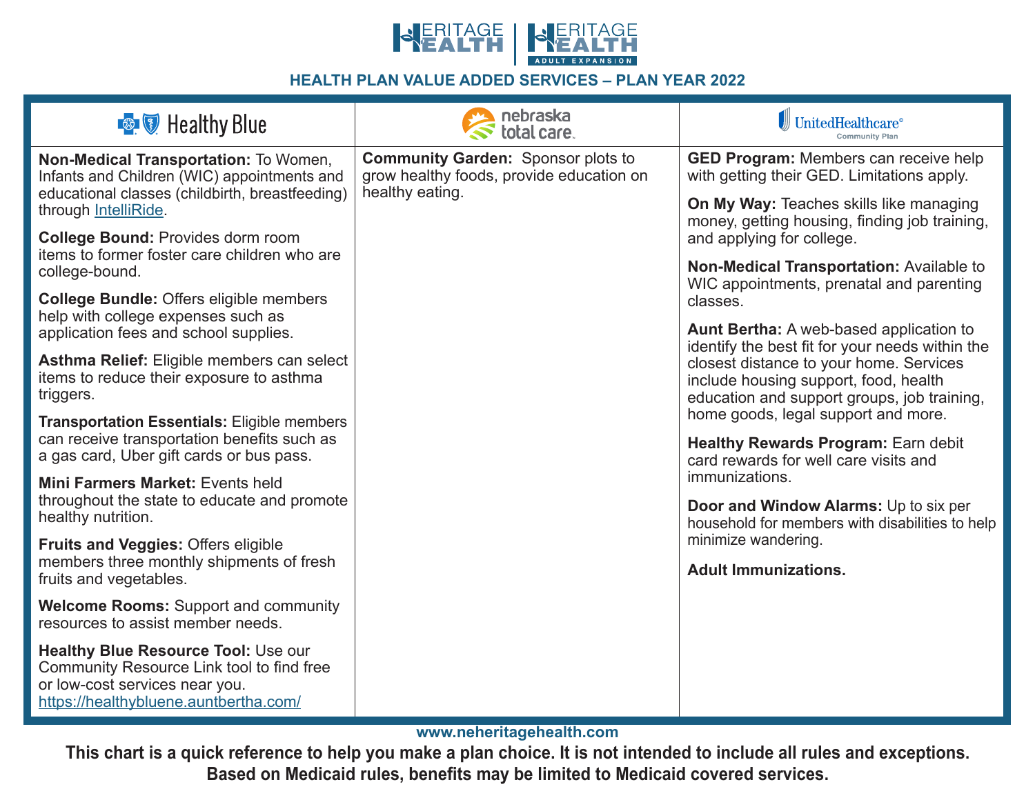HERITAGE HEALTH | HERITAGE HEALTH ADULT EXPANSION

## HEALTH PLAN VALUE ADDED SERVICES – PLAN YEAR 2022

| Healthy Blue | nebraska total care | UnitedHealthcare Community Plan |
| --- | --- | --- |
| **Non-Medical Transportation:** To Women, Infants and Children (WIC) appointments and educational classes (childbirth, breastfeeding) through IntelliRide.<br><br>**College Bound:** Provides dorm room items to former foster care children who are college-bound.<br><br>**College Bundle:** Offers eligible members help with college expenses such as application fees and school supplies.<br><br>**Asthma Relief:** Eligible members can select items to reduce their exposure to asthma triggers.<br><br>**Transportation Essentials:** Eligible members can receive transportation benefits such as a gas card, Uber gift cards or bus pass.<br><br>**Mini Farmers Market:** Events held throughout the state to educate and promote healthy nutrition.<br><br>**Fruits and Veggies:** Offers eligible members three monthly shipments of fresh fruits and vegetables.<br><br>**Welcome Rooms:** Support and community resources to assist member needs.<br><br>**Healthy Blue Resource Tool:** Use our Community Resource Link tool to find free or low-cost services near you. https://healthybluene.auntbertha.com/ | **Community Garden:** Sponsor plots to grow healthy foods, provide education on healthy eating. | **GED Program:** Members can receive help with getting their GED. Limitations apply.<br><br>**On My Way:** Teaches skills like managing money, getting housing, finding job training, and applying for college.<br><br>**Non-Medical Transportation:** Available to WIC appointments, prenatal and parenting classes.<br><br>**Aunt Bertha:** A web-based application to identify the best fit for your needs within the closest distance to your home. Services include housing support, food, health education and support groups, job training, home goods, legal support and more.<br><br>**Healthy Rewards Program:** Earn debit card rewards for well care visits and immunizations.<br><br>**Door and Window Alarms:** Up to six per household for members with disabilities to help minimize wandering.<br><br>**Adult Immunizations.** |

www.neheritagehealth.com

**This chart is a quick reference to help you make a plan choice. It is not intended to include all rules and exceptions. Based on Medicaid rules, benefits may be limited to Medicaid covered services.**